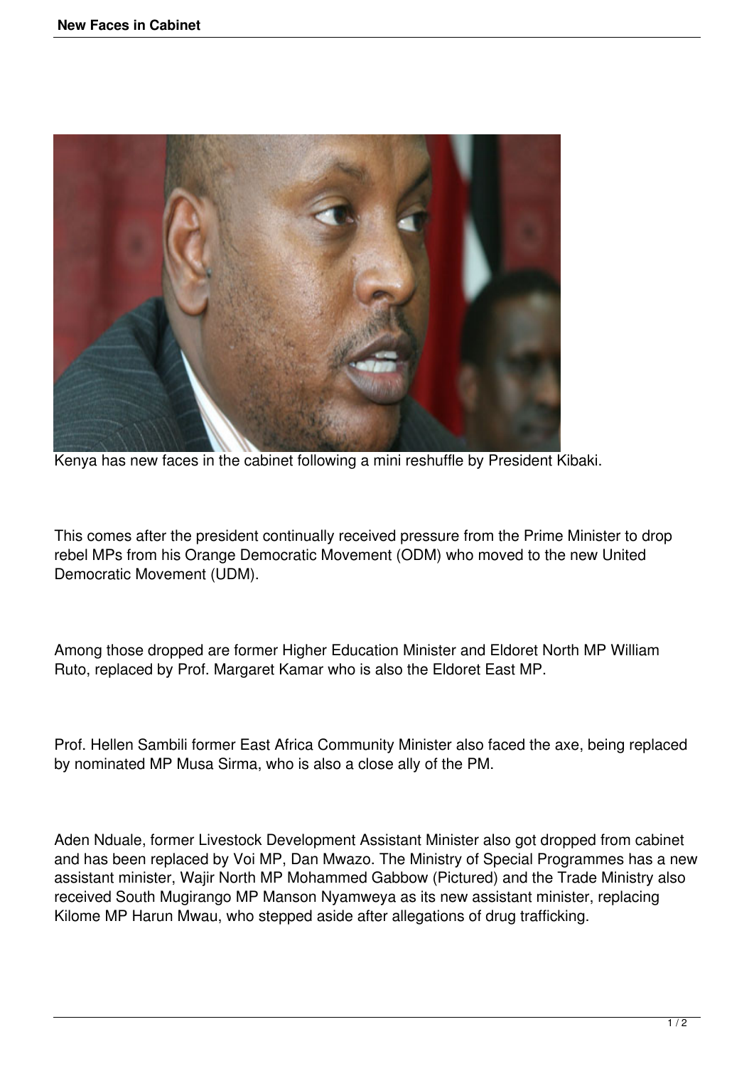Kenya has new faces in the cabinet following a mini reshuffle by President Kibaki.

This comes after the president continually received pressure from the Prime Minister to drop rebel MPs from his Orange Democratic Movement (ODM) who moved to the new United Democratic Movement (UDM).

Among those dropped are former Higher Education Minister and Eldoret North MP William Ruto, replaced by Prof. Margaret Kamar who is also the Eldoret East MP.

Prof. Hellen Sambili former East Africa Community Minister also faced the axe, being replaced by nominated MP Musa Sirma, who is also a close ally of the PM.

Aden Nduale, former Livestock Development Assistant Minister also got dropped from cabinet and has been replaced by Voi MP, Dan Mwazo. The Ministry of Special Programmes has a new assistant minister, Wajir North MP Mohammed Gabbow (Pictured) and the Trade Ministry also received South Mugirango MP Manson Nyamweya as its new assistant minister, replacing Kilome MP Harun Mwau, who stepped aside after allegations of drug trafficking.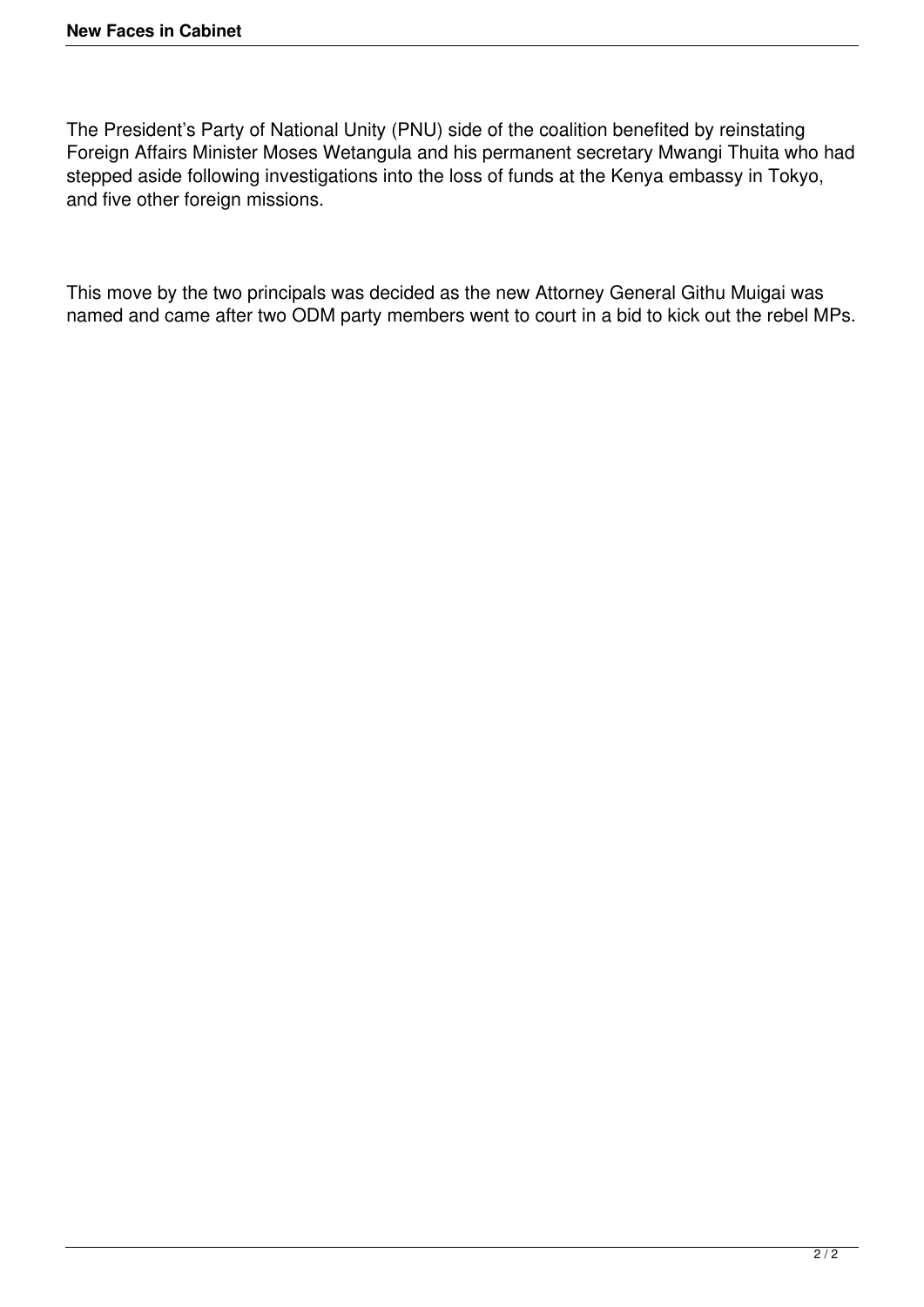The President's Party of National Unity (PNU) side of the coalition benefited by reinstating Foreign Affairs Minister Moses Wetangula and his permanent secretary Mwangi Thuita who had stepped aside following investigations into the loss of funds at the Kenya embassy in Tokyo, and five other foreign missions.

This move by the two principals was decided as the new Attorney General Githu Muigai was named and came after two ODM party members went to court in a bid to kick out the rebel MPs.